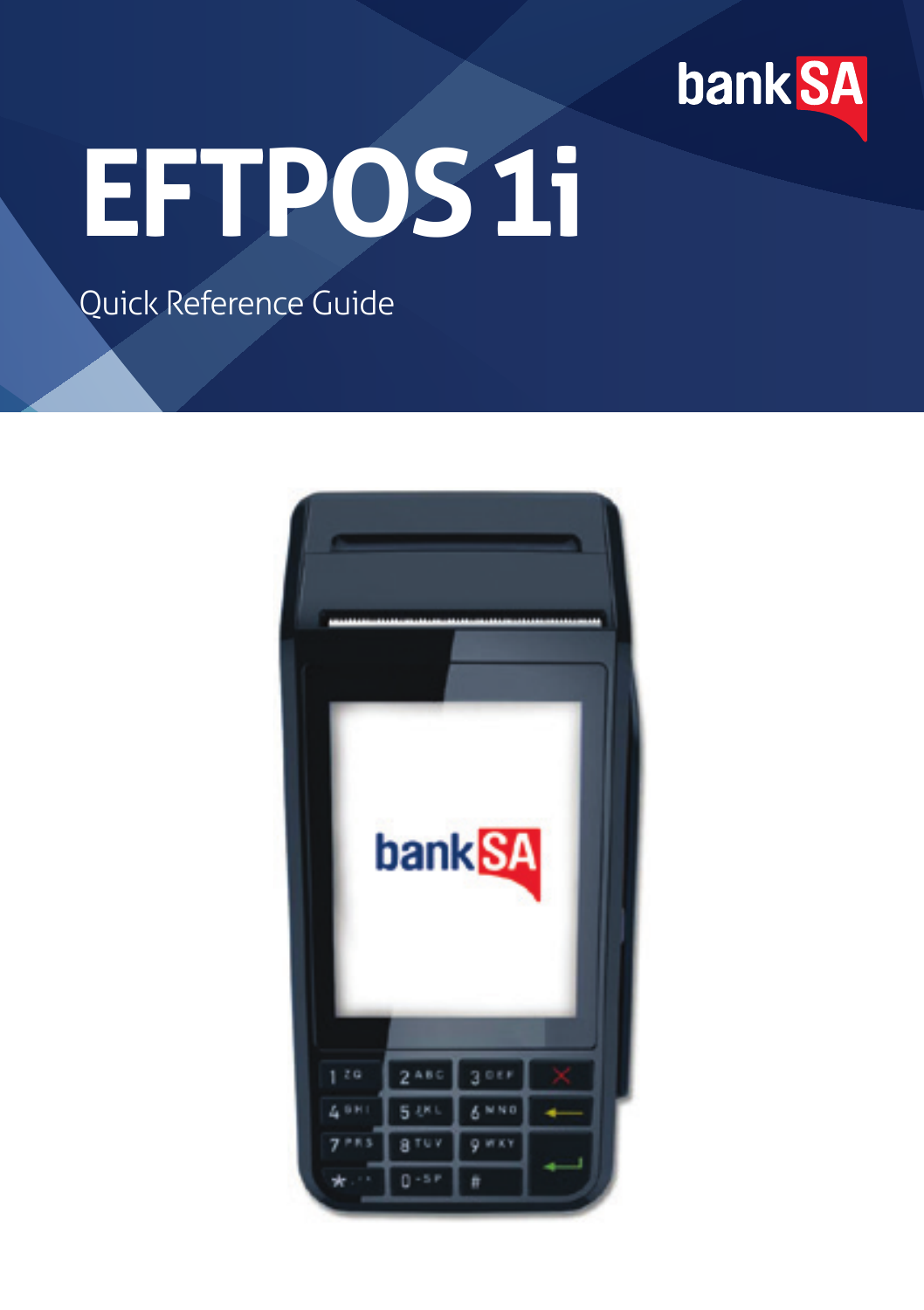bankSA

# EFTPOS 1i

Quick Reference Guide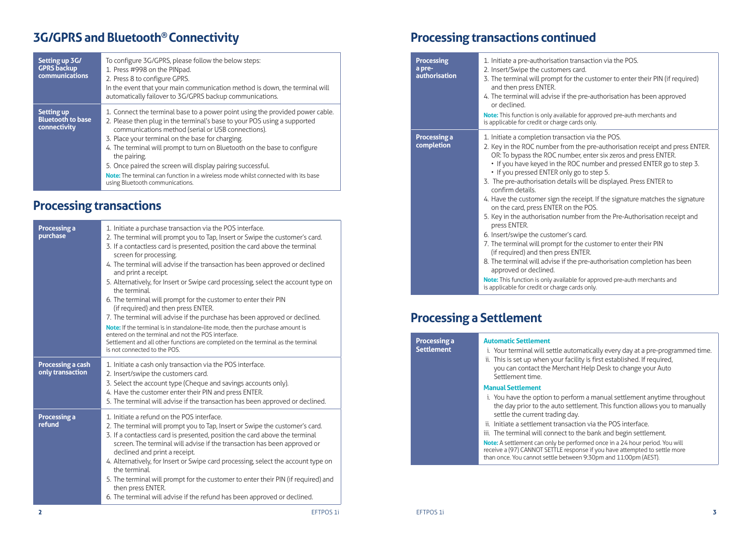## 3G/GPRS and Bluetooth® Connectivity

| | |
|---|---|
| **Setting up 3G/ GPRS backup communications** | To configure 3G/GPRS, please follow the below steps:<br>1. Press #998 on the PINpad.<br>2. Press 8 to configure GPRS.<br>In the event that your main communication method is down, the terminal will automatically failover to 3G/GPRS backup communications. |
| **Setting up Bluetooth to base connectivity** | 1. Connect the terminal base to a power point using the provided power cable.<br>2. Please then plug in the terminal's base to your POS using a supported communications method (serial or USB connections).<br>3. Place your terminal on the base for charging.<br>4. The terminal will prompt to turn on Bluetooth on the base to configure the pairing.<br>5. Once paired the screen will display pairing successful.<br>**Note:** The terminal can function in a wireless mode whilst connected with its base using Bluetooth communications. |

## Processing transactions

| | |
|---|---|
| **Processing a purchase** | 1. Initiate a purchase transaction via the POS interface.<br>2. The terminal will prompt you to Tap, Insert or Swipe the customer's card.<br>3. If a contactless card is presented, position the card above the terminal screen for processing.<br>4. The terminal will advise if the transaction has been approved or declined and print a receipt.<br>5. Alternatively, for Insert or Swipe card processing, select the account type on the terminal.<br>6. The terminal will prompt for the customer to enter their PIN (if required) and then press ENTER.<br>7. The terminal will advise if the purchase has been approved or declined.<br>**Note:** If the terminal is in standalone-lite mode, then the purchase amount is entered on the terminal and not the POS interface. Settlement and all other functions are completed on the terminal as the terminal is not connected to the POS. |
| **Processing a cash only transaction** | 1. Initiate a cash only transaction via the POS interface.<br>2. Insert/swipe the customers card.<br>3. Select the account type (Cheque and savings accounts only).<br>4. Have the customer enter their PIN and press ENTER.<br>5. The terminal will advise if the transaction has been approved or declined. |
| **Processing a refund** | 1. Initiate a refund on the POS interface.<br>2. The terminal will prompt you to Tap, Insert or Swipe the customer's card.<br>3. If a contactless card is presented, position the card above the terminal screen. The terminal will advise if the transaction has been approved or declined and print a receipt.<br>4. Alternatively, for Insert or Swipe card processing, select the account type on the terminal.<br>5. The terminal will prompt for the customer to enter their PIN (if required) and then press ENTER.<br>6. The terminal will advise if the refund has been approved or declined. |

## Processing transactions continued

| | |
|---|---|
| **Processing a pre-authorisation** | 1. Initiate a pre-authorisation transaction via the POS.<br>2. Insert/Swipe the customers card.<br>3. The terminal will prompt for the customer to enter their PIN (if required) and then press ENTER.<br>4. The terminal will advise if the pre-authorisation has been approved or declined.<br>**Note:** This function is only available for approved pre-auth merchants and is applicable for credit or charge cards only. |
| **Processing a completion** | 1. Initiate a completion transaction via the POS.<br>2. Key in the ROC number from the pre-authorisation receipt and press ENTER. OR: To bypass the ROC number, enter six zeros and press ENTER.<br>• If you have keyed in the ROC number and pressed ENTER go to step 3.<br>• If you pressed ENTER only go to step 5.<br>3. The pre-authorisation details will be displayed. Press ENTER to confirm details.<br>4. Have the customer sign the receipt. If the signature matches the signature on the card, press ENTER on the POS.<br>5. Key in the authorisation number from the Pre-Authorisation receipt and press ENTER.<br>6. Insert/swipe the customer's card.<br>7. The terminal will prompt for the customer to enter their PIN (if required) and then press ENTER.<br>8. The terminal will advise if the pre-authorisation completion has been approved or declined.<br>**Note:** This function is only available for approved pre-auth merchants and is applicable for credit or charge cards only. |

## Processing a Settlement

| | |
|---|---|
| **Processing a Settlement** | **Automatic Settlement**<br>i. Your terminal will settle automatically every day at a pre-programmed time.<br>ii. This is set up when your facility is first established. If required, you can contact the Merchant Help Desk to change your Auto Settlement time.<br>**Manual Settlement**<br>i. You have the option to perform a manual settlement anytime throughout the day prior to the auto settlement. This function allows you to manually settle the current trading day.<br>ii. Initiate a settlement transaction via the POS interface.<br>iii. The terminal will connect to the bank and begin settlement.<br>**Note:** A settlement can only be performed once in a 24 hour period. You will receive a (97) CANNOT SETTLE response if you have attempted to settle more than once. You cannot settle between 9:30pm and 11:00pm (AEST). |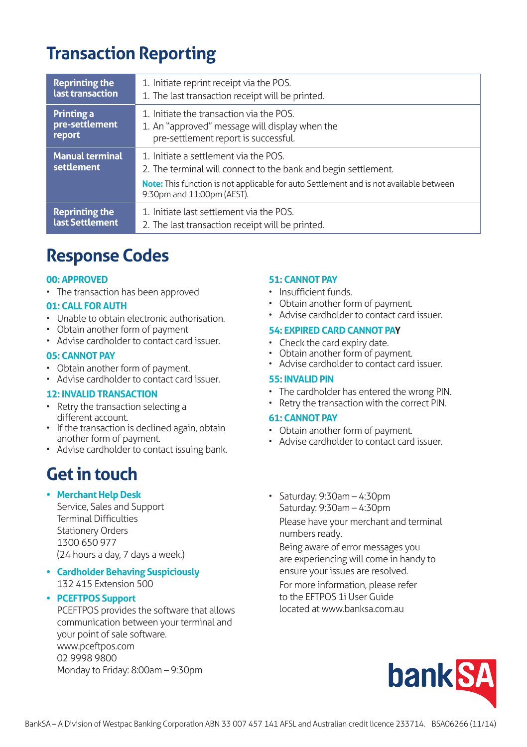# Transaction Reporting

| | |
|---|---|
| **Reprinting the last transaction** | 1. Initiate reprint receipt via the POS.<br>1. The last transaction receipt will be printed. |
| **Printing a pre-settlement report** | 1. Initiate the transaction via the POS.<br>1. An "approved" message will display when the pre-settlement report is successful. |
| **Manual terminal settlement** | 1. Initiate a settlement via the POS.<br>2. The terminal will connect to the bank and begin settlement.<br>**Note:** This function is not applicable for auto Settlement and is not available between 9:30pm and 11:00pm (AEST). |
| **Reprinting the last Settlement** | 1. Initiate last settlement via the POS.<br>2. The last transaction receipt will be printed. |

# Response Codes

### 00: APPROVED

- The transaction has been approved

### 01: CALL FOR AUTH

- Unable to obtain electronic authorisation.
- Obtain another form of payment
- Advise cardholder to contact card issuer.

### 05: CANNOT PAY

- Obtain another form of payment.
- Advise cardholder to contact card issuer.

### 12: INVALID TRANSACTION

- Retry the transaction selecting a different account.
- If the transaction is declined again, obtain another form of payment.
- Advise cardholder to contact issuing bank.

### 51: CANNOT PAY

- Insufficient funds.
- Obtain another form of payment.
- Advise cardholder to contact card issuer.

### 54: EXPIRED CARD CANNOT PAY

- Check the card expiry date.
- Obtain another form of payment.
- Advise cardholder to contact card issuer.

### 55: INVALID PIN

- The cardholder has entered the wrong PIN.
- Retry the transaction with the correct PIN.

### 61: CANNOT PAY

- Obtain another form of payment.
- Advise cardholder to contact card issuer.

# Get in touch

- **Merchant Help Desk**
  Service, Sales and Support
  Terminal Difficulties
  Stationery Orders
  1300 650 977
  (24 hours a day, 7 days a week.)
- **Cardholder Behaving Suspiciously**
  132 415 Extension 500
- **PCEFTPOS Support**
  PCEFTPOS provides the software that allows communication between your terminal and your point of sale software.
  www.pceftpos.com
  02 9998 9800
  Monday to Friday: 8:00am – 9:30pm
- Saturday: 9:30am – 4:30pm
  Saturday: 9:30am – 4:30pm

  Please have your merchant and terminal numbers ready.

  Being aware of error messages you are experiencing will come in handy to ensure your issues are resolved.

  For more information, please refer to the EFTPOS 1i User Guide located at www.banksa.com.au

bankSA

BankSA – A Division of Westpac Banking Corporation ABN 33 007 457 141 AFSL and Australian credit licence 233714. BSA06266 (11/14)